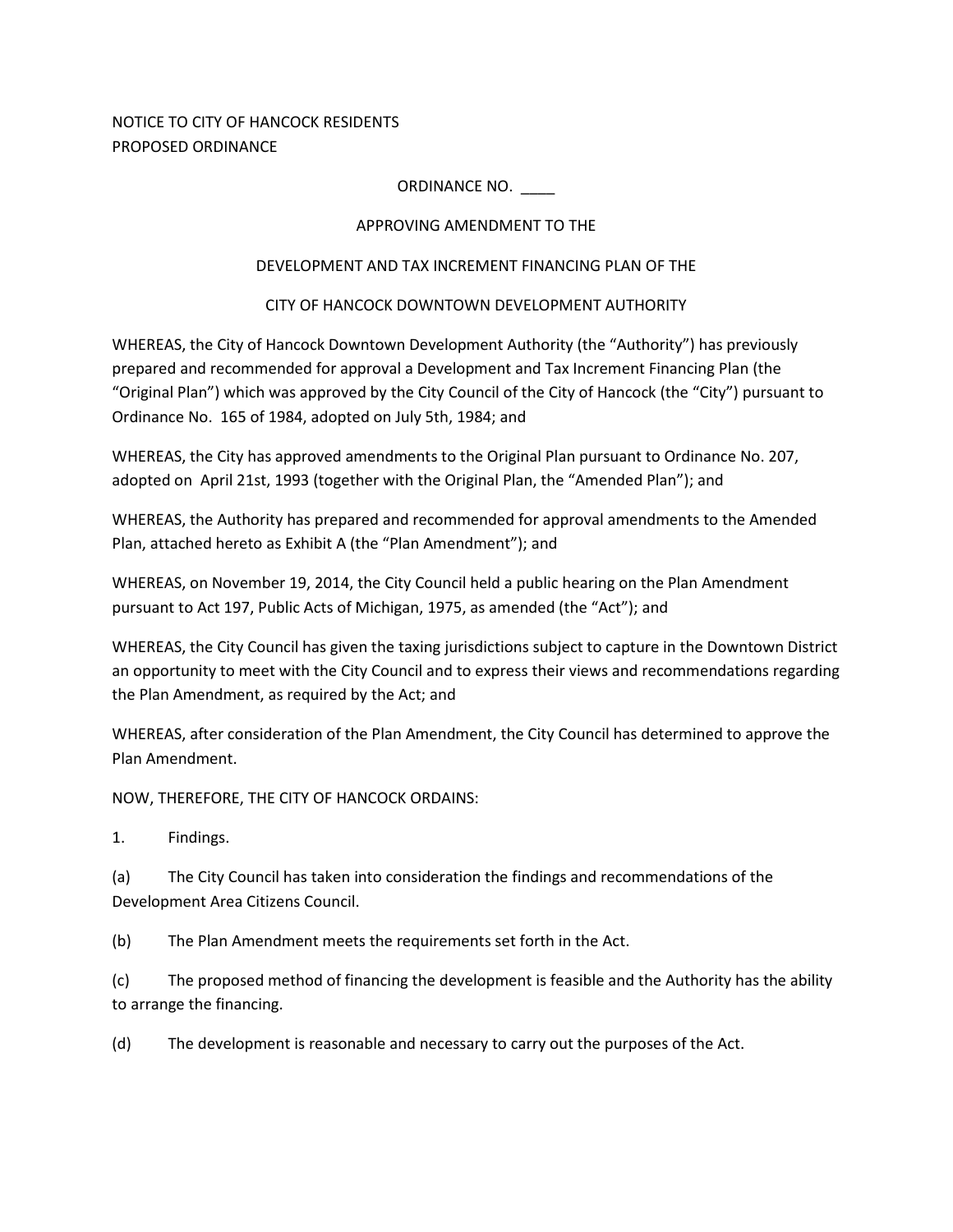NOTICE TO CITY OF HANCOCK RESIDENTS
PROPOSED ORDINANCE

ORDINANCE NO. ____

APPROVING AMENDMENT TO THE

DEVELOPMENT AND TAX INCREMENT FINANCING PLAN OF THE

CITY OF HANCOCK DOWNTOWN DEVELOPMENT AUTHORITY

WHEREAS, the City of Hancock Downtown Development Authority (the "Authority") has previously prepared and recommended for approval a Development and Tax Increment Financing Plan (the "Original Plan") which was approved by the City Council of the City of Hancock (the "City") pursuant to Ordinance No. 165 of 1984, adopted on July 5th, 1984; and

WHEREAS, the City has approved amendments to the Original Plan pursuant to Ordinance No. 207, adopted on April 21st, 1993 (together with the Original Plan, the "Amended Plan"); and

WHEREAS, the Authority has prepared and recommended for approval amendments to the Amended Plan, attached hereto as Exhibit A (the "Plan Amendment"); and

WHEREAS, on November 19, 2014, the City Council held a public hearing on the Plan Amendment pursuant to Act 197, Public Acts of Michigan, 1975, as amended (the "Act"); and

WHEREAS, the City Council has given the taxing jurisdictions subject to capture in the Downtown District an opportunity to meet with the City Council and to express their views and recommendations regarding the Plan Amendment, as required by the Act; and

WHEREAS, after consideration of the Plan Amendment, the City Council has determined to approve the Plan Amendment.

NOW, THEREFORE, THE CITY OF HANCOCK ORDAINS:

1. Findings.

(a) The City Council has taken into consideration the findings and recommendations of the Development Area Citizens Council.

(b) The Plan Amendment meets the requirements set forth in the Act.

(c) The proposed method of financing the development is feasible and the Authority has the ability to arrange the financing.

(d) The development is reasonable and necessary to carry out the purposes of the Act.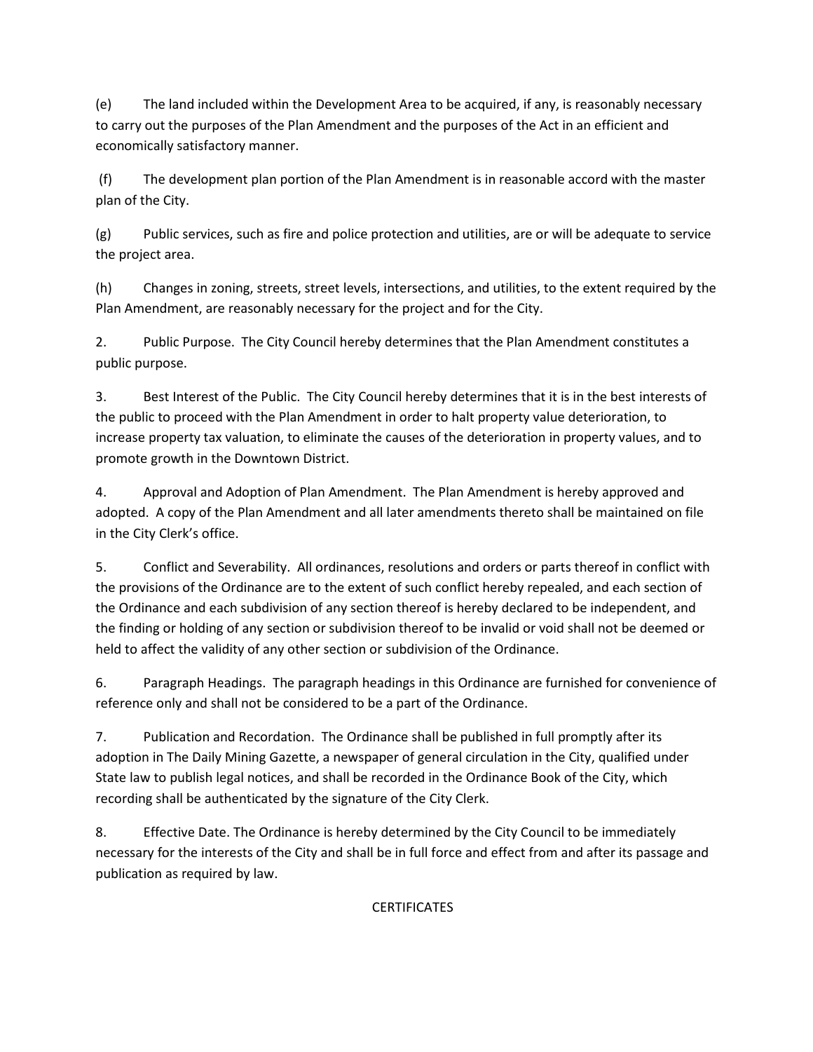(e) The land included within the Development Area to be acquired, if any, is reasonably necessary to carry out the purposes of the Plan Amendment and the purposes of the Act in an efficient and economically satisfactory manner.

(f) The development plan portion of the Plan Amendment is in reasonable accord with the master plan of the City.

(g) Public services, such as fire and police protection and utilities, are or will be adequate to service the project area.

(h) Changes in zoning, streets, street levels, intersections, and utilities, to the extent required by the Plan Amendment, are reasonably necessary for the project and for the City.

2. Public Purpose. The City Council hereby determines that the Plan Amendment constitutes a public purpose.

3. Best Interest of the Public. The City Council hereby determines that it is in the best interests of the public to proceed with the Plan Amendment in order to halt property value deterioration, to increase property tax valuation, to eliminate the causes of the deterioration in property values, and to promote growth in the Downtown District.

4. Approval and Adoption of Plan Amendment. The Plan Amendment is hereby approved and adopted. A copy of the Plan Amendment and all later amendments thereto shall be maintained on file in the City Clerk's office.

5. Conflict and Severability. All ordinances, resolutions and orders or parts thereof in conflict with the provisions of the Ordinance are to the extent of such conflict hereby repealed, and each section of the Ordinance and each subdivision of any section thereof is hereby declared to be independent, and the finding or holding of any section or subdivision thereof to be invalid or void shall not be deemed or held to affect the validity of any other section or subdivision of the Ordinance.

6. Paragraph Headings. The paragraph headings in this Ordinance are furnished for convenience of reference only and shall not be considered to be a part of the Ordinance.

7. Publication and Recordation. The Ordinance shall be published in full promptly after its adoption in The Daily Mining Gazette, a newspaper of general circulation in the City, qualified under State law to publish legal notices, and shall be recorded in the Ordinance Book of the City, which recording shall be authenticated by the signature of the City Clerk.

8. Effective Date. The Ordinance is hereby determined by the City Council to be immediately necessary for the interests of the City and shall be in full force and effect from and after its passage and publication as required by law.

CERTIFICATES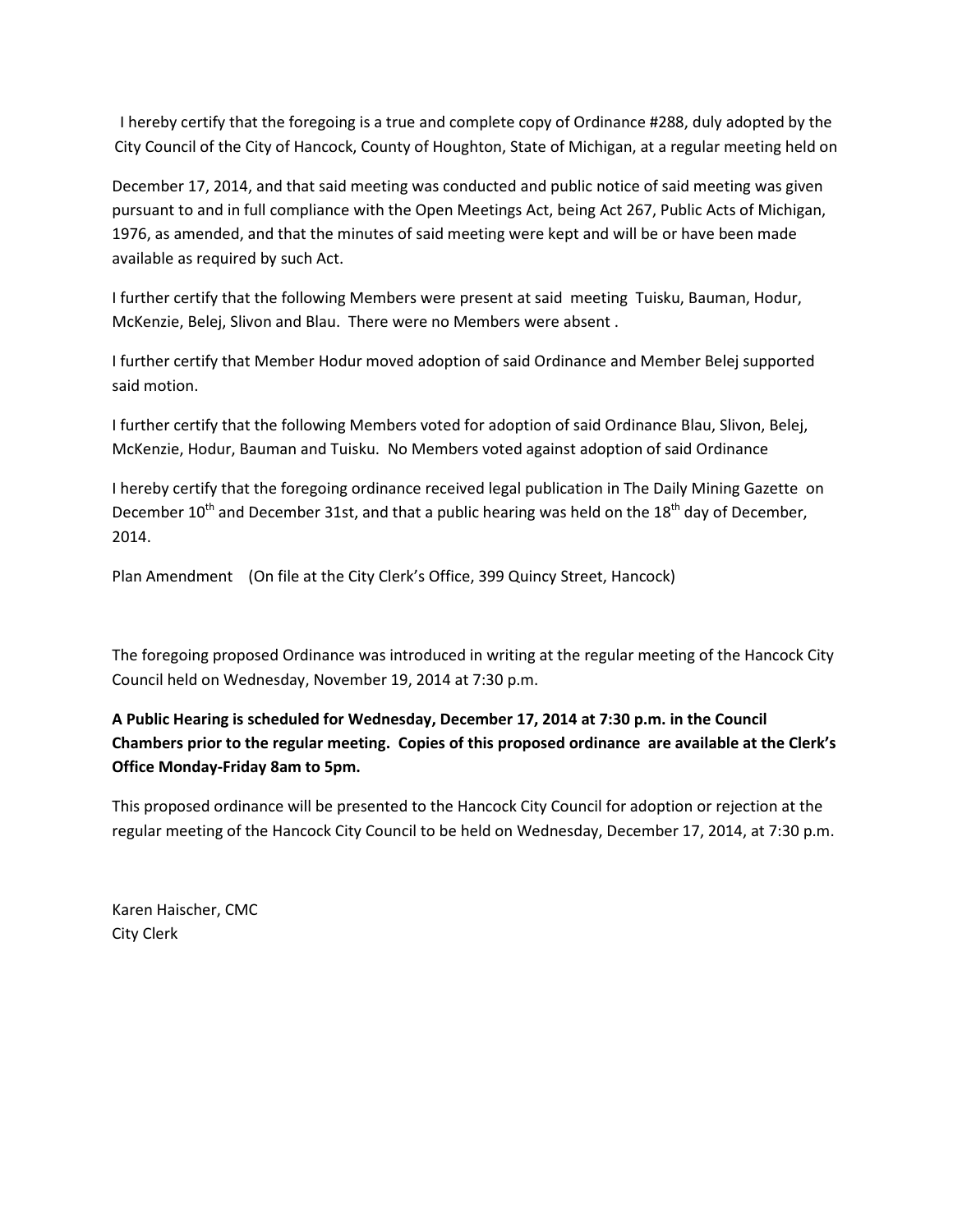I hereby certify that the foregoing is a true and complete copy of Ordinance #288, duly adopted by the City Council of the City of Hancock, County of Houghton, State of Michigan, at a regular meeting held on

December 17, 2014, and that said meeting was conducted and public notice of said meeting was given pursuant to and in full compliance with the Open Meetings Act, being Act 267, Public Acts of Michigan, 1976, as amended, and that the minutes of said meeting were kept and will be or have been made available as required by such Act.

I further certify that the following Members were present at said meeting Tuisku, Bauman, Hodur, McKenzie, Belej, Slivon and Blau. There were no Members were absent .

I further certify that Member Hodur moved adoption of said Ordinance and Member Belej supported said motion.

I further certify that the following Members voted for adoption of said Ordinance Blau, Slivon, Belej, McKenzie, Hodur, Bauman and Tuisku. No Members voted against adoption of said Ordinance

I hereby certify that the foregoing ordinance received legal publication in The Daily Mining Gazette on December 10th and December 31st, and that a public hearing was held on the 18th day of December, 2014.

Plan Amendment (On file at the City Clerk's Office, 399 Quincy Street, Hancock)

The foregoing proposed Ordinance was introduced in writing at the regular meeting of the Hancock City Council held on Wednesday, November 19, 2014 at 7:30 p.m.

**A Public Hearing is scheduled for Wednesday, December 17, 2014 at 7:30 p.m. in the Council Chambers prior to the regular meeting. Copies of this proposed ordinance are available at the Clerk's Office Monday-Friday 8am to 5pm.**

This proposed ordinance will be presented to the Hancock City Council for adoption or rejection at the regular meeting of the Hancock City Council to be held on Wednesday, December 17, 2014, at 7:30 p.m.

Karen Haischer, CMC
City Clerk